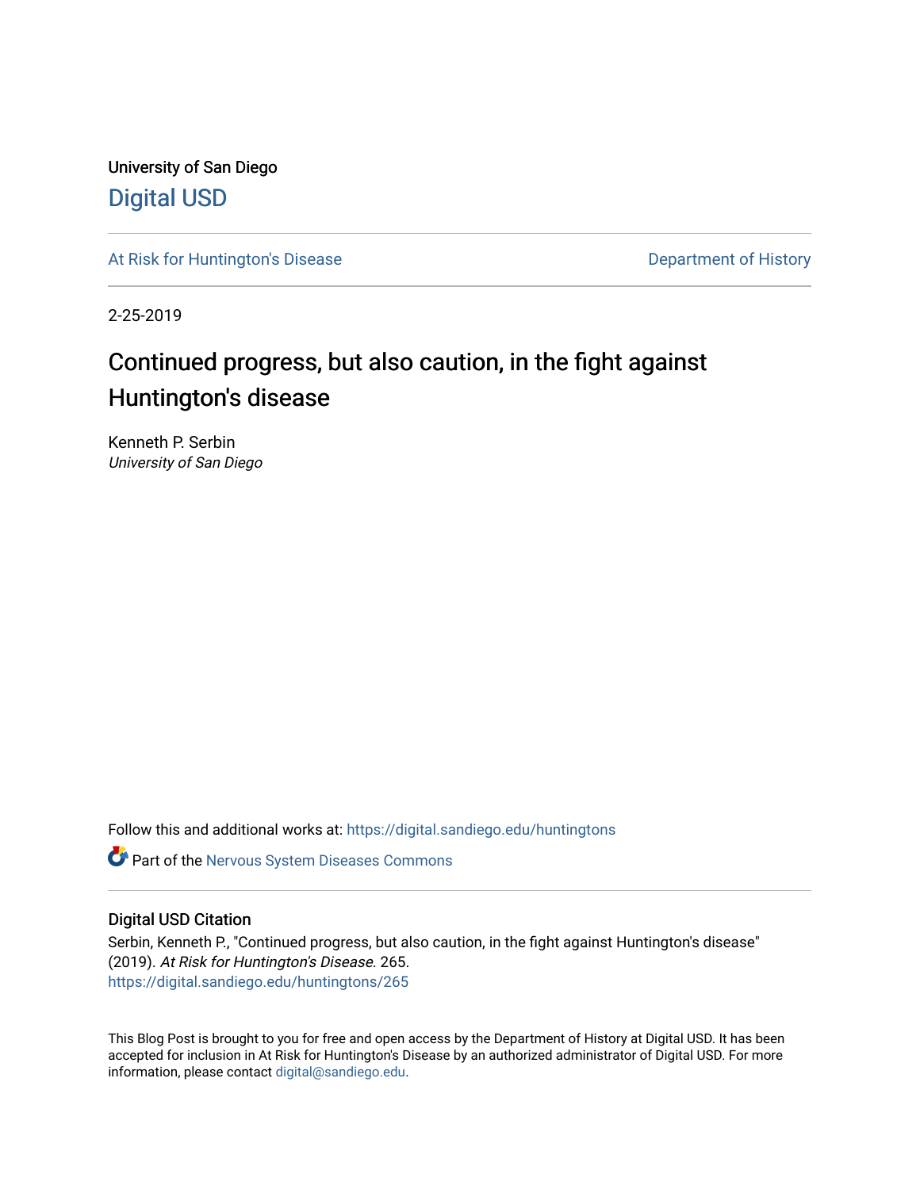University of San Diego

Digital USD

At Risk for Huntington's Disease

Department of History

2-25-2019

# Continued progress, but also caution, in the fight against Huntington's disease

Kenneth P. Serbin

*University of San Diego*

Follow this and additional works at: https://digital.sandiego.edu/huntingtons

Part of the Nervous System Diseases Commons

## Digital USD Citation

Serbin, Kenneth P., "Continued progress, but also caution, in the fight against Huntington's disease" (2019). *At Risk for Huntington's Disease*. 265.
https://digital.sandiego.edu/huntingtons/265

This Blog Post is brought to you for free and open access by the Department of History at Digital USD. It has been accepted for inclusion in At Risk for Huntington's Disease by an authorized administrator of Digital USD. For more information, please contact digital@sandiego.edu.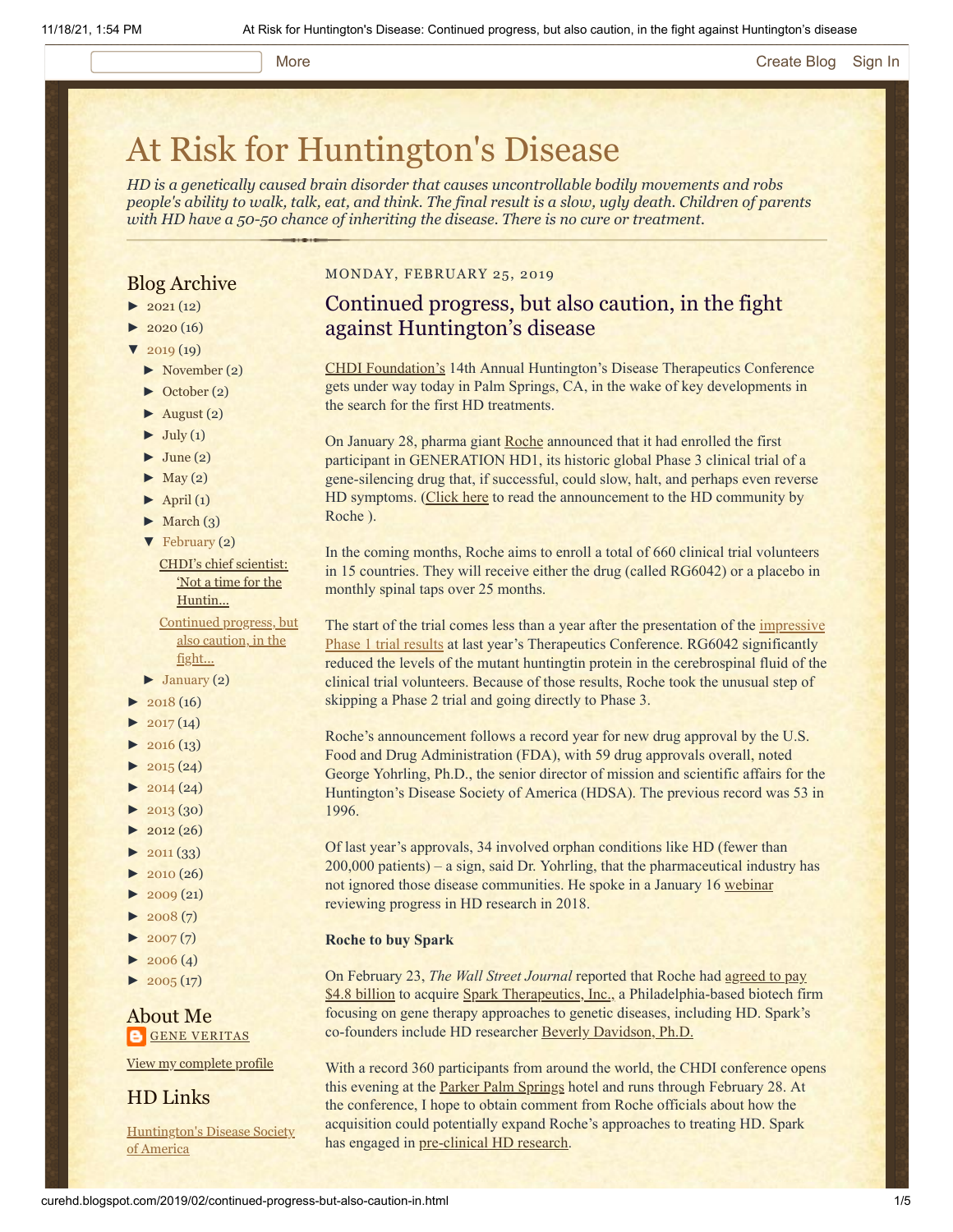# At Risk for Huntington's Disease

*HD is a genetically caused brain disorder that causes uncontrollable bodily movements and robs people's ability to walk, talk, eat, and think. The final result is a slow, ugly death. Children of parents with HD have a 50-50 chance of inheriting the disease. There is no cure or treatment.*

## Blog Archive

- ► 2021 (12)
- ► 2020 (16)
- ▼ 2019 (19)
  - ► November (2)
  - ► October (2)
  - ► August (2)
  - ► July (1)
  - ► June (2)
  - ► May (2)
  - ► April (1)
  - ► March (3)
  - ▼ February (2)
    - CHDI's chief scientist: 'Not a time for the Huntin...
    - Continued progress, but also caution, in the fight...
  - ► January (2)
- ► 2018 (16)
- ► 2017 (14)
- ► 2016 (13)
- ► 2015 (24)
- ► 2014 (24)
- ► 2013 (30)
- ► 2012 (26)
- ► 2011 (33)
- ► 2010 (26)
- ► 2009 (21)
- ► 2008 (7)
- ► 2007 (7)
- ► 2006 (4)
- ► 2005 (17)

## About Me

GENE VERITAS

View my complete profile

## HD Links

Huntington's Disease Society of America

MONDAY, FEBRUARY 25, 2019

## Continued progress, but also caution, in the fight against Huntington's disease

CHDI Foundation's 14th Annual Huntington's Disease Therapeutics Conference gets under way today in Palm Springs, CA, in the wake of key developments in the search for the first HD treatments.

On January 28, pharma giant Roche announced that it had enrolled the first participant in GENERATION HD1, its historic global Phase 3 clinical trial of a gene-silencing drug that, if successful, could slow, halt, and perhaps even reverse HD symptoms. (Click here to read the announcement to the HD community by Roche ).

In the coming months, Roche aims to enroll a total of 660 clinical trial volunteers in 15 countries. They will receive either the drug (called RG6042) or a placebo in monthly spinal taps over 25 months.

The start of the trial comes less than a year after the presentation of the impressive Phase 1 trial results at last year's Therapeutics Conference. RG6042 significantly reduced the levels of the mutant huntingtin protein in the cerebrospinal fluid of the clinical trial volunteers. Because of those results, Roche took the unusual step of skipping a Phase 2 trial and going directly to Phase 3.

Roche's announcement follows a record year for new drug approval by the U.S. Food and Drug Administration (FDA), with 59 drug approvals overall, noted George Yohrling, Ph.D., the senior director of mission and scientific affairs for the Huntington's Disease Society of America (HDSA). The previous record was 53 in 1996.

Of last year's approvals, 34 involved orphan conditions like HD (fewer than 200,000 patients) – a sign, said Dr. Yohrling, that the pharmaceutical industry has not ignored those disease communities. He spoke in a January 16 webinar reviewing progress in HD research in 2018.

**Roche to buy Spark**

On February 23, *The Wall Street Journal* reported that Roche had agreed to pay $4.8 billion to acquire Spark Therapeutics, Inc., a Philadelphia-based biotech firm focusing on gene therapy approaches to genetic diseases, including HD. Spark's co-founders include HD researcher Beverly Davidson, Ph.D.

With a record 360 participants from around the world, the CHDI conference opens this evening at the Parker Palm Springs hotel and runs through February 28. At the conference, I hope to obtain comment from Roche officials about how the acquisition could potentially expand Roche's approaches to treating HD. Spark has engaged in pre-clinical HD research.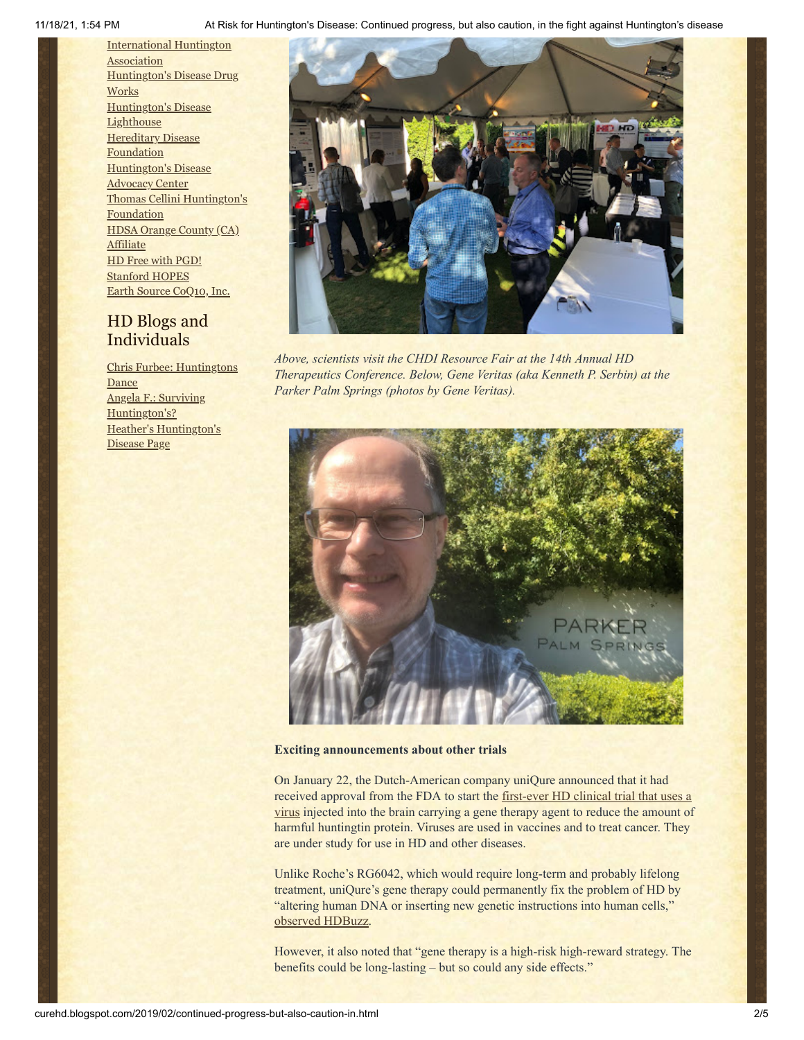International Huntington Association
Huntington's Disease Drug Works
Huntington's Disease Lighthouse
Hereditary Disease Foundation
Huntington's Disease Advocacy Center
Thomas Cellini Huntington's Foundation
HDSA Orange County (CA) Affiliate
HD Free with PGD!
Stanford HOPES
Earth Source CoQ10, Inc.

## HD Blogs and Individuals

Chris Furbee: Huntingtons Dance
Angela F.: Surviving Huntington's?
Heather's Huntington's Disease Page

*Above, scientists visit the CHDI Resource Fair at the 14th Annual HD Therapeutics Conference. Below, Gene Veritas (aka Kenneth P. Serbin) at the Parker Palm Springs (photos by Gene Veritas).*

**Exciting announcements about other trials**

On January 22, the Dutch-American company uniQure announced that it had received approval from the FDA to start the first-ever HD clinical trial that uses a virus injected into the brain carrying a gene therapy agent to reduce the amount of harmful huntingtin protein. Viruses are used in vaccines and to treat cancer. They are under study for use in HD and other diseases.

Unlike Roche's RG6042, which would require long-term and probably lifelong treatment, uniQure's gene therapy could permanently fix the problem of HD by "altering human DNA or inserting new genetic instructions into human cells," observed HDBuzz.

However, it also noted that "gene therapy is a high-risk high-reward strategy. The benefits could be long-lasting – but so could any side effects."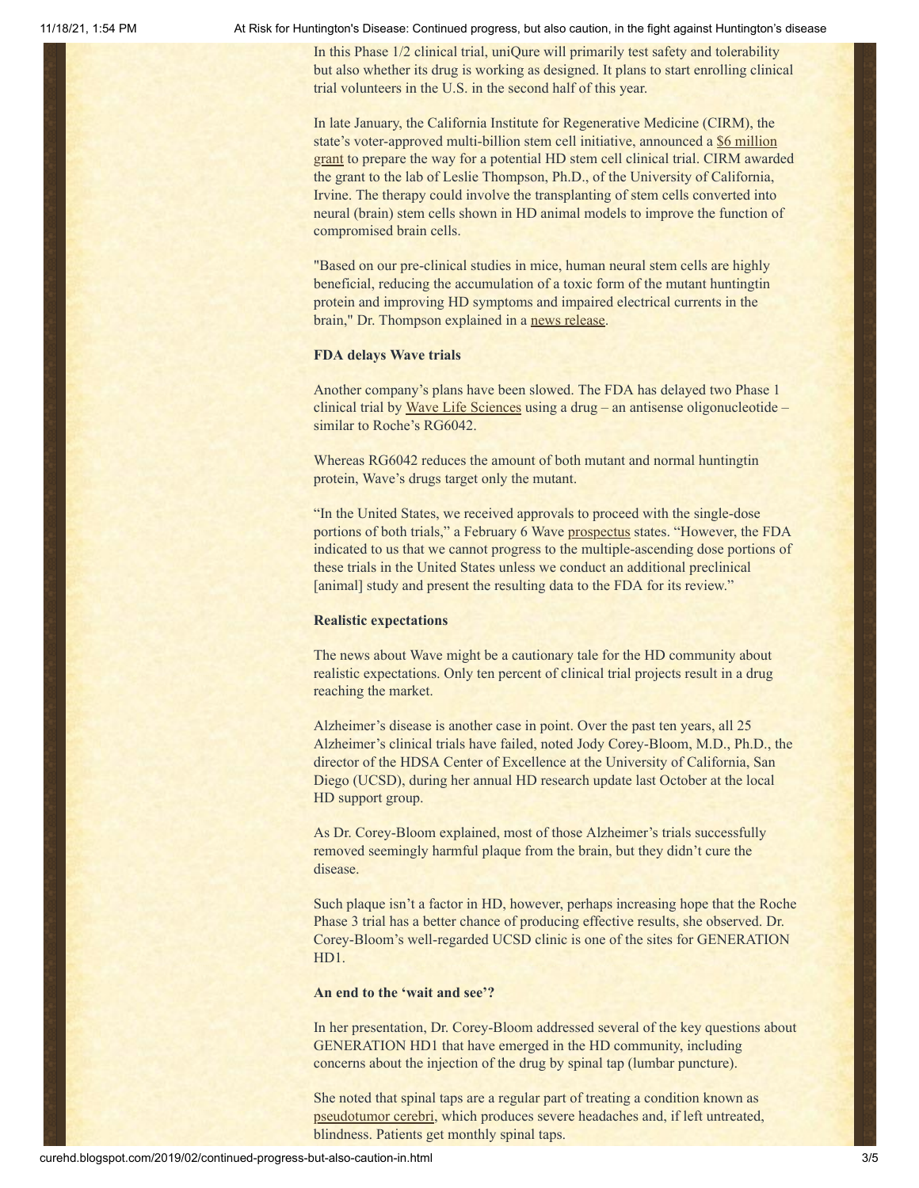In this Phase 1/2 clinical trial, uniQure will primarily test safety and tolerability but also whether its drug is working as designed. It plans to start enrolling clinical trial volunteers in the U.S. in the second half of this year.

In late January, the California Institute for Regenerative Medicine (CIRM), the state's voter-approved multi-billion stem cell initiative, announced a $6 million grant to prepare the way for a potential HD stem cell clinical trial. CIRM awarded the grant to the lab of Leslie Thompson, Ph.D., of the University of California, Irvine. The therapy could involve the transplanting of stem cells converted into neural (brain) stem cells shown in HD animal models to improve the function of compromised brain cells.

"Based on our pre-clinical studies in mice, human neural stem cells are highly beneficial, reducing the accumulation of a toxic form of the mutant huntingtin protein and improving HD symptoms and impaired electrical currents in the brain," Dr. Thompson explained in a news release.

**FDA delays Wave trials**

Another company's plans have been slowed. The FDA has delayed two Phase 1 clinical trial by Wave Life Sciences using a drug – an antisense oligonucleotide – similar to Roche's RG6042.

Whereas RG6042 reduces the amount of both mutant and normal huntingtin protein, Wave's drugs target only the mutant.

"In the United States, we received approvals to proceed with the single-dose portions of both trials," a February 6 Wave prospectus states. "However, the FDA indicated to us that we cannot progress to the multiple-ascending dose portions of these trials in the United States unless we conduct an additional preclinical [animal] study and present the resulting data to the FDA for its review."

**Realistic expectations**

The news about Wave might be a cautionary tale for the HD community about realistic expectations. Only ten percent of clinical trial projects result in a drug reaching the market.

Alzheimer's disease is another case in point. Over the past ten years, all 25 Alzheimer's clinical trials have failed, noted Jody Corey-Bloom, M.D., Ph.D., the director of the HDSA Center of Excellence at the University of California, San Diego (UCSD), during her annual HD research update last October at the local HD support group.

As Dr. Corey-Bloom explained, most of those Alzheimer's trials successfully removed seemingly harmful plaque from the brain, but they didn't cure the disease.

Such plaque isn't a factor in HD, however, perhaps increasing hope that the Roche Phase 3 trial has a better chance of producing effective results, she observed. Dr. Corey-Bloom's well-regarded UCSD clinic is one of the sites for GENERATION HD1.

**An end to the 'wait and see'?**

In her presentation, Dr. Corey-Bloom addressed several of the key questions about GENERATION HD1 that have emerged in the HD community, including concerns about the injection of the drug by spinal tap (lumbar puncture).

She noted that spinal taps are a regular part of treating a condition known as pseudotumor cerebri, which produces severe headaches and, if left untreated, blindness. Patients get monthly spinal taps.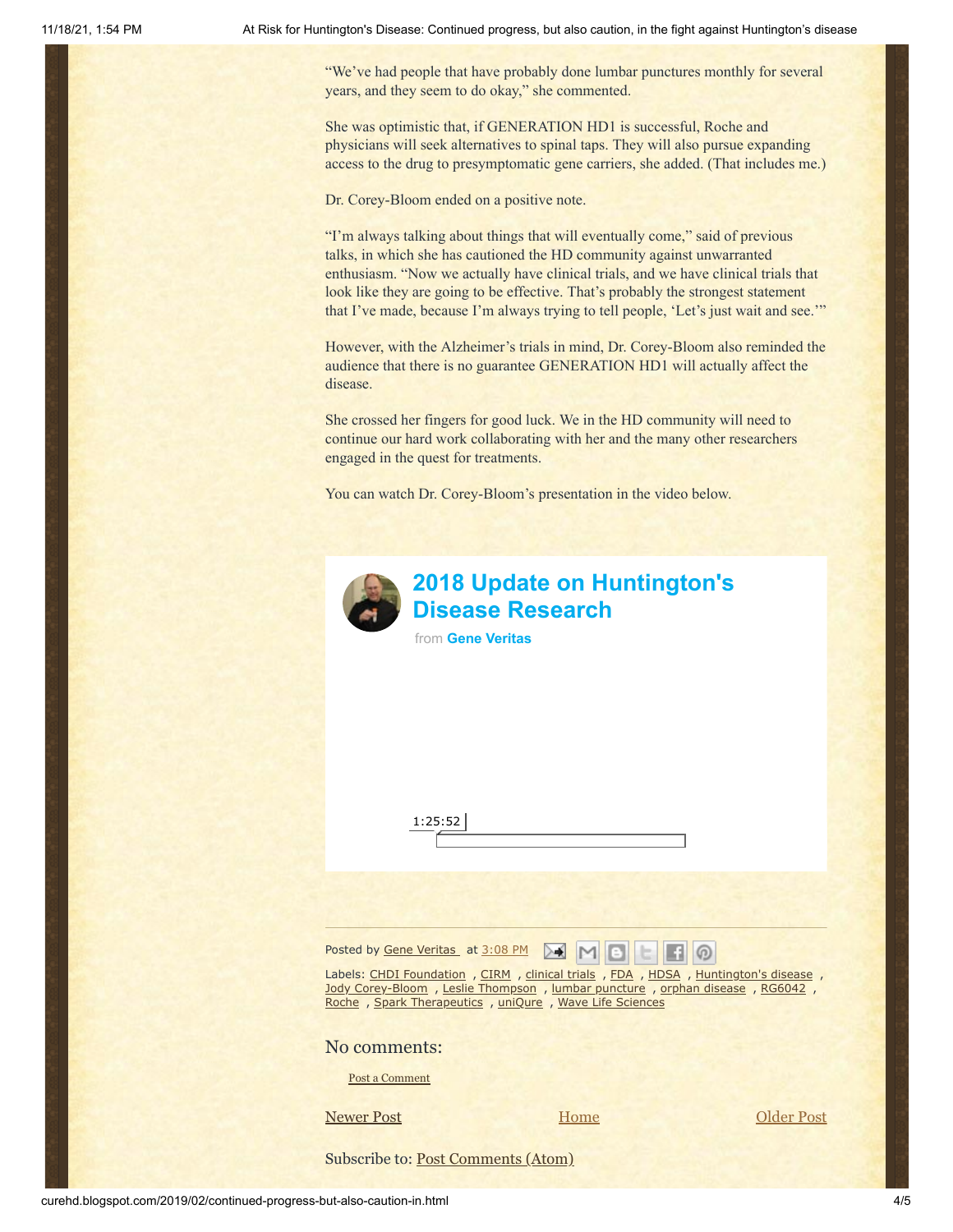"We've had people that have probably done lumbar punctures monthly for several years, and they seem to do okay," she commented.

She was optimistic that, if GENERATION HD1 is successful, Roche and physicians will seek alternatives to spinal taps. They will also pursue expanding access to the drug to presymptomatic gene carriers, she added. (That includes me.)

Dr. Corey-Bloom ended on a positive note.

"I'm always talking about things that will eventually come," said of previous talks, in which she has cautioned the HD community against unwarranted enthusiasm. "Now we actually have clinical trials, and we have clinical trials that look like they are going to be effective. That's probably the strongest statement that I've made, because I'm always trying to tell people, 'Let's just wait and see.'"

However, with the Alzheimer's trials in mind, Dr. Corey-Bloom also reminded the audience that there is no guarantee GENERATION HD1 will actually affect the disease.

She crossed her fingers for good luck. We in the HD community will need to continue our hard work collaborating with her and the many other researchers engaged in the quest for treatments.

You can watch Dr. Corey-Bloom's presentation in the video below.

**2018 Update on Huntington's Disease Research**

from **Gene Veritas**

1:25:52

Posted by Gene Veritas at 3:08 PM

Labels: CHDI Foundation, CIRM, clinical trials, FDA, HDSA, Huntington's disease, Jody Corey-Bloom, Leslie Thompson, lumbar puncture, orphan disease, RG6042, Roche, Spark Therapeutics, uniQure, Wave Life Sciences

## No comments:

Post a Comment

Newer Post | Home | Older Post

Subscribe to: Post Comments (Atom)